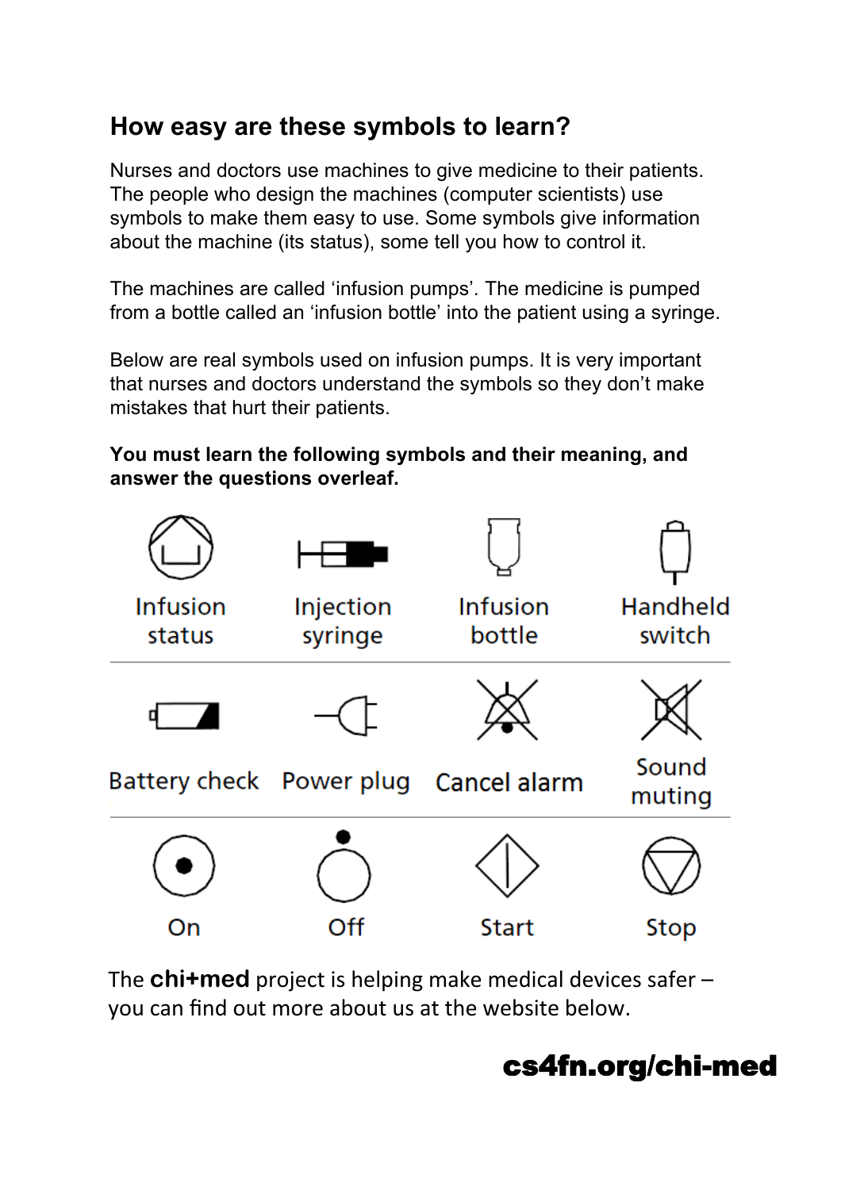## How easy are these symbols to learn?

Nurses and doctors use machines to give medicine to their patients. The people who design the machines (computer scientists) use symbols to make them easy to use. Some symbols give information about the machine (its status), some tell you how to control it.

The machines are called 'infusion pumps'. The medicine is pumped from a bottle called an 'infusion bottle' into the patient using a syringe.

Below are real symbols used on infusion pumps. It is very important that nurses and doctors understand the symbols so they don't make mistakes that hurt their patients.

**You must learn the following symbols and their meaning, and answer the questions overleaf.**

| | | | |
|---|---|---|---|
| Infusion status | Injection syringe | Infusion bottle | Handheld switch |
| Battery check | Power plug | Cancel alarm | Sound muting |
| On | Off | Start | Stop |

The **chi+med** project is helping make medical devices safer – you can find out more about us at the website below.

**cs4fn.org/chi-med**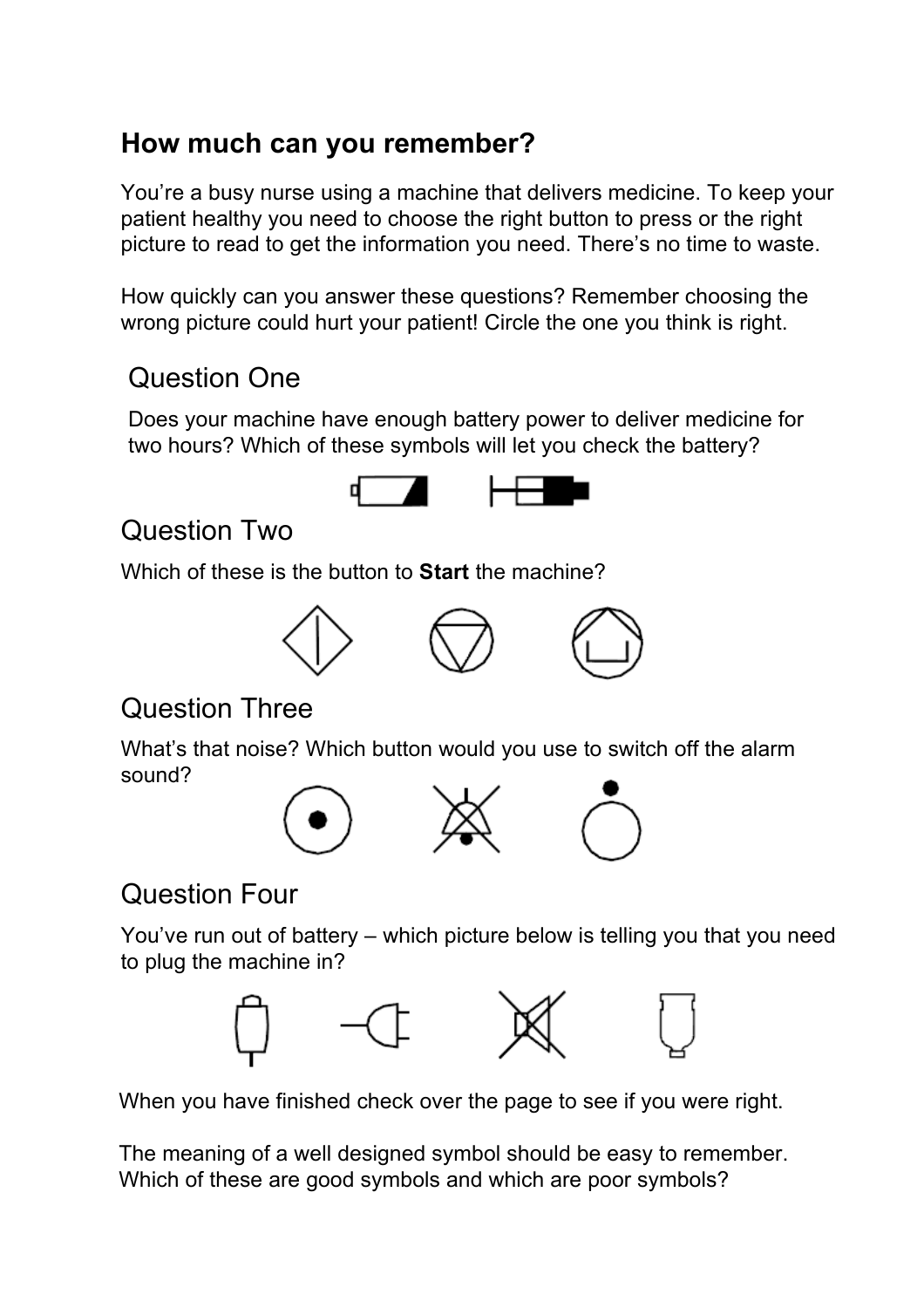## How much can you remember?

You're a busy nurse using a machine that delivers medicine. To keep your patient healthy you need to choose the right button to press or the right picture to read to get the information you need. There's no time to waste.

How quickly can you answer these questions? Remember choosing the wrong picture could hurt your patient! Circle the one you think is right.

### Question One

Does your machine have enough battery power to deliver medicine for two hours? Which of these symbols will let you check the battery?

### Question Two

Which of these is the button to **Start** the machine?

### Question Three

What's that noise? Which button would you use to switch off the alarm sound?

### Question Four

You've run out of battery – which picture below is telling you that you need to plug the machine in?

When you have finished check over the page to see if you were right.

The meaning of a well designed symbol should be easy to remember. Which of these are good symbols and which are poor symbols?